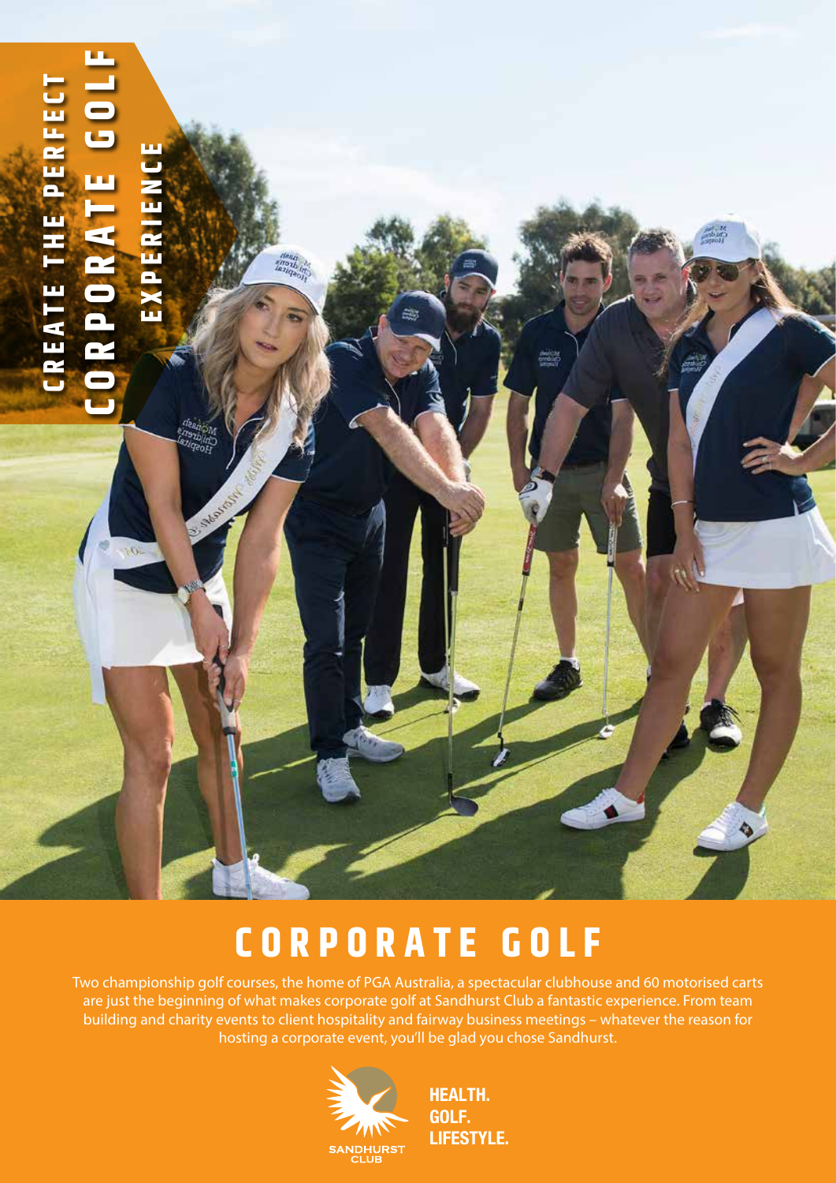CREATE THE PERFECT

# CORPORATE GOLF EXPERIENCE

## CORPORATE GOLF

Two championship golf courses, the home of PGA Australia, a spectacular clubhouse and 60 motorised carts are just the beginning of what makes corporate golf at Sandhurst Club a fantastic experience. From team building and charity events to client hospitality and fairway business meetings – whatever the reason for hosting a corporate event, you'll be glad you chose Sandhurst.

SANDHURST CLUB

HEALTH.
GOLF.
LIFESTYLE.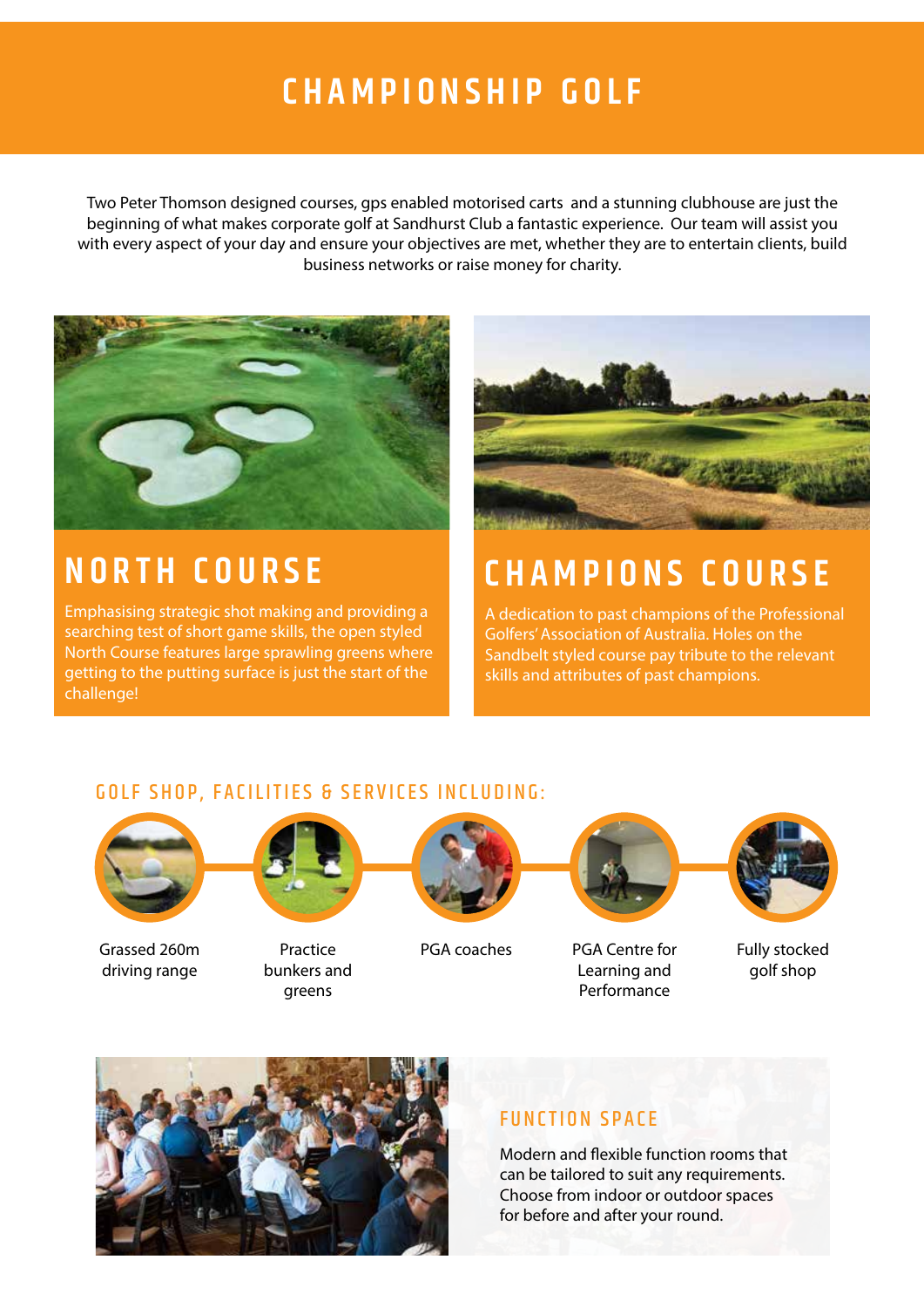# CHAMPIONSHIP GOLF

Two Peter Thomson designed courses, gps enabled motorised carts and a stunning clubhouse are just the beginning of what makes corporate golf at Sandhurst Club a fantastic experience. Our team will assist you with every aspect of your day and ensure your objectives are met, whether they are to entertain clients, build business networks or raise money for charity.

## NORTH COURSE

Emphasising strategic shot making and providing a searching test of short game skills, the open styled North Course features large sprawling greens where getting to the putting surface is just the start of the challenge!

## CHAMPIONS COURSE

A dedication to past champions of the Professional Golfers' Association of Australia. Holes on the Sandbelt styled course pay tribute to the relevant skills and attributes of past champions.

### GOLF SHOP, FACILITIES & SERVICES INCLUDING:

- Grassed 260m driving range
- Practice bunkers and greens
- PGA coaches
- PGA Centre for Learning and Performance
- Fully stocked golf shop

### FUNCTION SPACE

Modern and flexible function rooms that can be tailored to suit any requirements. Choose from indoor or outdoor spaces for before and after your round.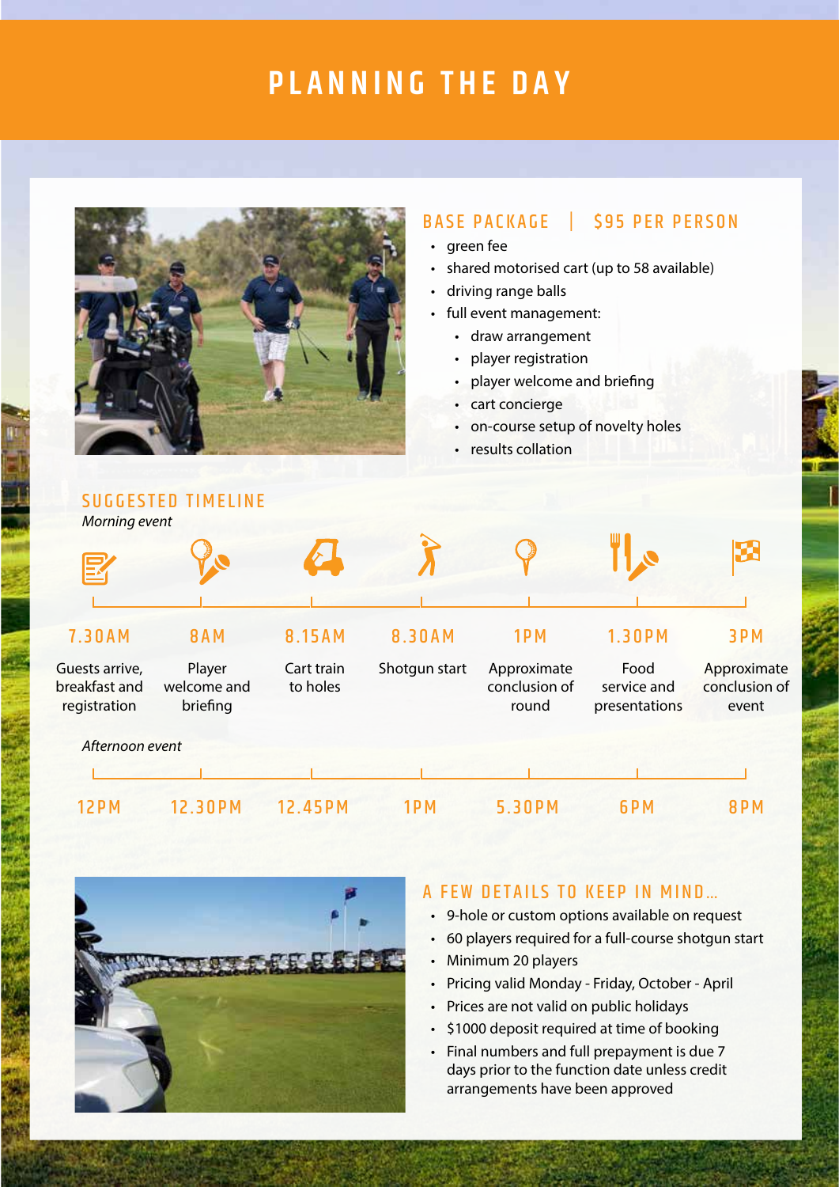# PLANNING THE DAY

## BASE PACKAGE | $95 PER PERSON

- green fee
- shared motorised cart (up to 58 available)
- driving range balls
- full event management:
  - draw arrangement
  - player registration
  - player welcome and briefing
  - cart concierge
  - on-course setup of novelty holes
  - results collation

## SUGGESTED TIMELINE

*Morning event*

| 7.30AM | 8AM | 8.15AM | 8.30AM | 1PM | 1.30PM | 3PM |
|---|---|---|---|---|---|---|
| Guests arrive, breakfast and registration | Player welcome and briefing | Cart train to holes | Shotgun start | Approximate conclusion of round | Food service and presentations | Approximate conclusion of event |

*Afternoon event*

| 12PM | 12.30PM | 12.45PM | 1PM | 5.30PM | 6PM | 8PM |
|---|---|---|---|---|---|---|

## A FEW DETAILS TO KEEP IN MIND...

- 9-hole or custom options available on request
- 60 players required for a full-course shotgun start
- Minimum 20 players
- Pricing valid Monday - Friday, October - April
- Prices are not valid on public holidays
- $1000 deposit required at time of booking
- Final numbers and full prepayment is due 7 days prior to the function date unless credit arrangements have been approved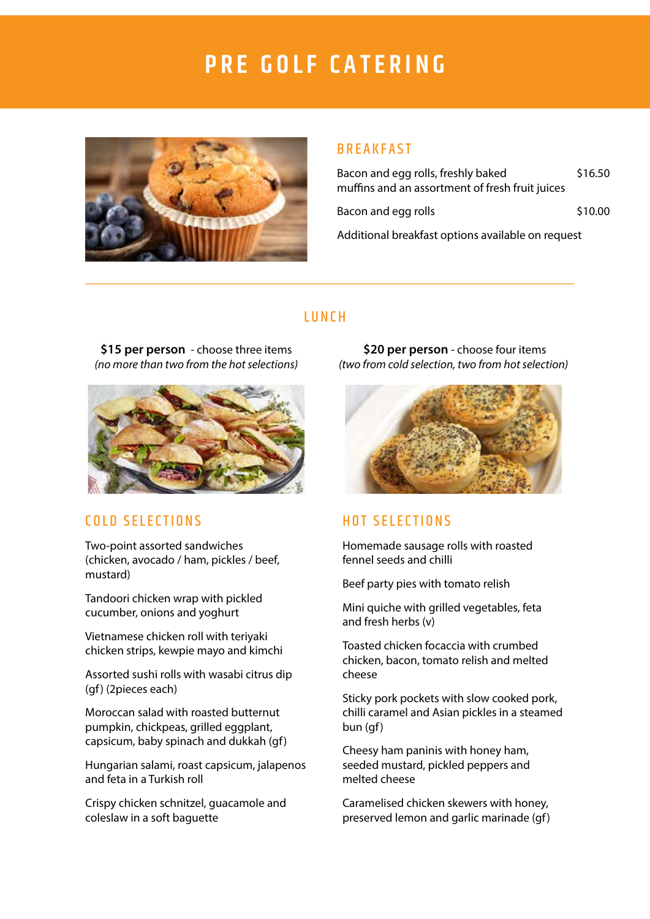# PRE GOLF CATERING

## BREAKFAST

| | |
|---|---|
| Bacon and egg rolls, freshly baked muffins and an assortment of fresh fruit juices | $16.50 |
| Bacon and egg rolls | $10.00 |

Additional breakfast options available on request

## LUNCH

**$15 per person** - choose three items
*(no more than two from the hot selections)*

**$20 per person** - choose four items
*(two from cold selection, two from hot selection)*

### COLD SELECTIONS

Two-point assorted sandwiches (chicken, avocado / ham, pickles / beef, mustard)

Tandoori chicken wrap with pickled cucumber, onions and yoghurt

Vietnamese chicken roll with teriyaki chicken strips, kewpie mayo and kimchi

Assorted sushi rolls with wasabi citrus dip (gf) (2pieces each)

Moroccan salad with roasted butternut pumpkin, chickpeas, grilled eggplant, capsicum, baby spinach and dukkah (gf)

Hungarian salami, roast capsicum, jalapenos and feta in a Turkish roll

Crispy chicken schnitzel, guacamole and coleslaw in a soft baguette

### HOT SELECTIONS

Homemade sausage rolls with roasted fennel seeds and chilli

Beef party pies with tomato relish

Mini quiche with grilled vegetables, feta and fresh herbs (v)

Toasted chicken focaccia with crumbed chicken, bacon, tomato relish and melted cheese

Sticky pork pockets with slow cooked pork, chilli caramel and Asian pickles in a steamed bun (gf)

Cheesy ham paninis with honey ham, seeded mustard, pickled peppers and melted cheese

Caramelised chicken skewers with honey, preserved lemon and garlic marinade (gf)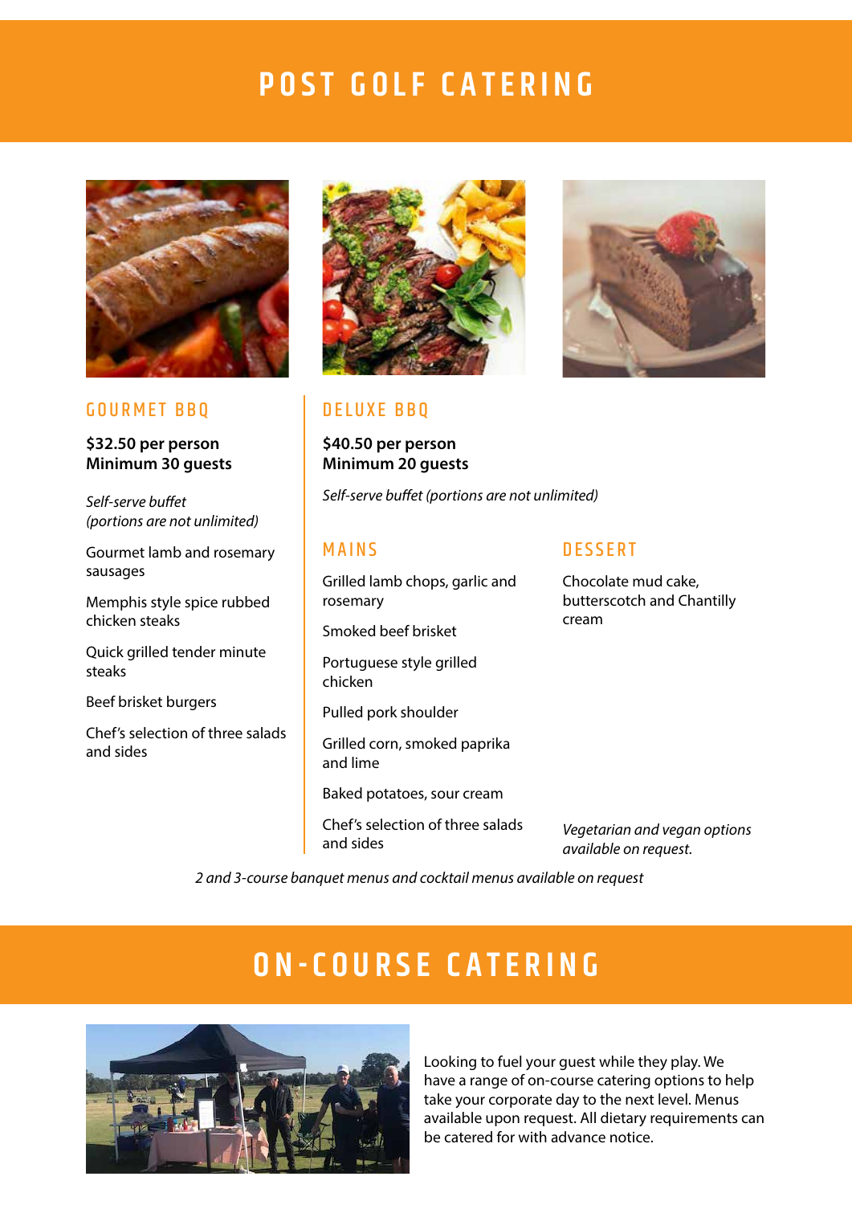# POST GOLF CATERING

## GOURMET BBQ

**$32.50 per person**
**Minimum 30 guests**

*Self-serve buffet (portions are not unlimited)*

Gourmet lamb and rosemary sausages

Memphis style spice rubbed chicken steaks

Quick grilled tender minute steaks

Beef brisket burgers

Chef's selection of three salads and sides

## DELUXE BBQ

**$40.50 per person**
**Minimum 20 guests**

*Self-serve buffet (portions are not unlimited)*

### MAINS

Grilled lamb chops, garlic and rosemary

Smoked beef brisket

Portuguese style grilled chicken

Pulled pork shoulder

Grilled corn, smoked paprika and lime

Baked potatoes, sour cream

Chef's selection of three salads and sides

### DESSERT

Chocolate mud cake, butterscotch and Chantilly cream

*Vegetarian and vegan options available on request.*

*2 and 3-course banquet menus and cocktail menus available on request*

# ON-COURSE CATERING

Looking to fuel your guest while they play. We have a range of on-course catering options to help take your corporate day to the next level. Menus available upon request. All dietary requirements can be catered for with advance notice.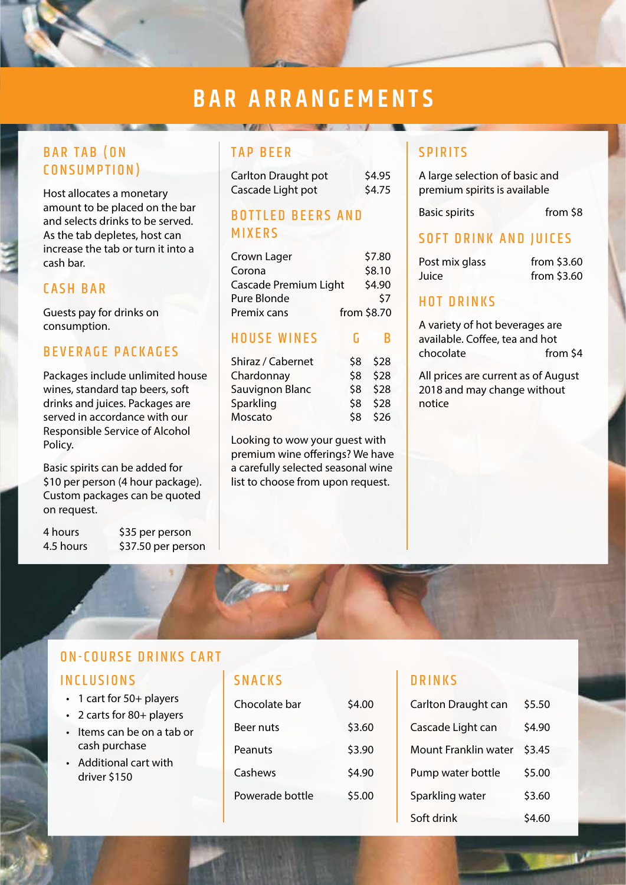# BAR ARRANGEMENTS

## BAR TAB (ON CONSUMPTION)

Host allocates a monetary amount to be placed on the bar and selects drinks to be served. As the tab depletes, host can increase the tab or turn it into a cash bar.

## CASH BAR

Guests pay for drinks on consumption.

## BEVERAGE PACKAGES

Packages include unlimited house wines, standard tap beers, soft drinks and juices. Packages are served in accordance with our Responsible Service of Alcohol Policy.

Basic spirits can be added for $10 per person (4 hour package). Custom packages can be quoted on request.

| | |
|---|---|
| 4 hours | $35 per person |
| 4.5 hours | $37.50 per person |

## TAP BEER

| | |
|---|---|
| Carlton Draught pot | $4.95 |
| Cascade Light pot | $4.75 |

## BOTTLED BEERS AND MIXERS

| | |
|---|---|
| Crown Lager | $7.80 |
| Corona | $8.10 |
| Cascade Premium Light | $4.90 |
| Pure Blonde | $7 |
| Premix cans | from $8.70 |

## HOUSE WINES

| | G | B |
|---|---|---|
| Shiraz / Cabernet | $8 | $28 |
| Chardonnay | $8 | $28 |
| Sauvignon Blanc | $8 | $28 |
| Sparkling | $8 | $28 |
| Moscato | $8 | $26 |

Looking to wow your guest with premium wine offerings? We have a carefully selected seasonal wine list to choose from upon request.

## SPIRITS

A large selection of basic and premium spirits is available

| | |
|---|---|
| Basic spirits | from $8 |

## SOFT DRINK AND JUICES

| | |
|---|---|
| Post mix glass | from $3.60 |
| Juice | from $3.60 |

## HOT DRINKS

A variety of hot beverages are available. Coffee, tea and hot chocolate from $4

All prices are current as of August 2018 and may change without notice

## ON-COURSE DRINKS CART

### INCLUSIONS

- 1 cart for 50+ players
- 2 carts for 80+ players
- Items can be on a tab or cash purchase
- Additional cart with driver $150

### SNACKS

| | |
|---|---|
| Chocolate bar | $4.00 |
| Beer nuts | $3.60 |
| Peanuts | $3.90 |
| Cashews | $4.90 |
| Powerade bottle | $5.00 |

### DRINKS

| | |
|---|---|
| Carlton Draught can | $5.50 |
| Cascade Light can | $4.90 |
| Mount Franklin water | $3.45 |
| Pump water bottle | $5.00 |
| Sparkling water | $3.60 |
| Soft drink | $4.60 |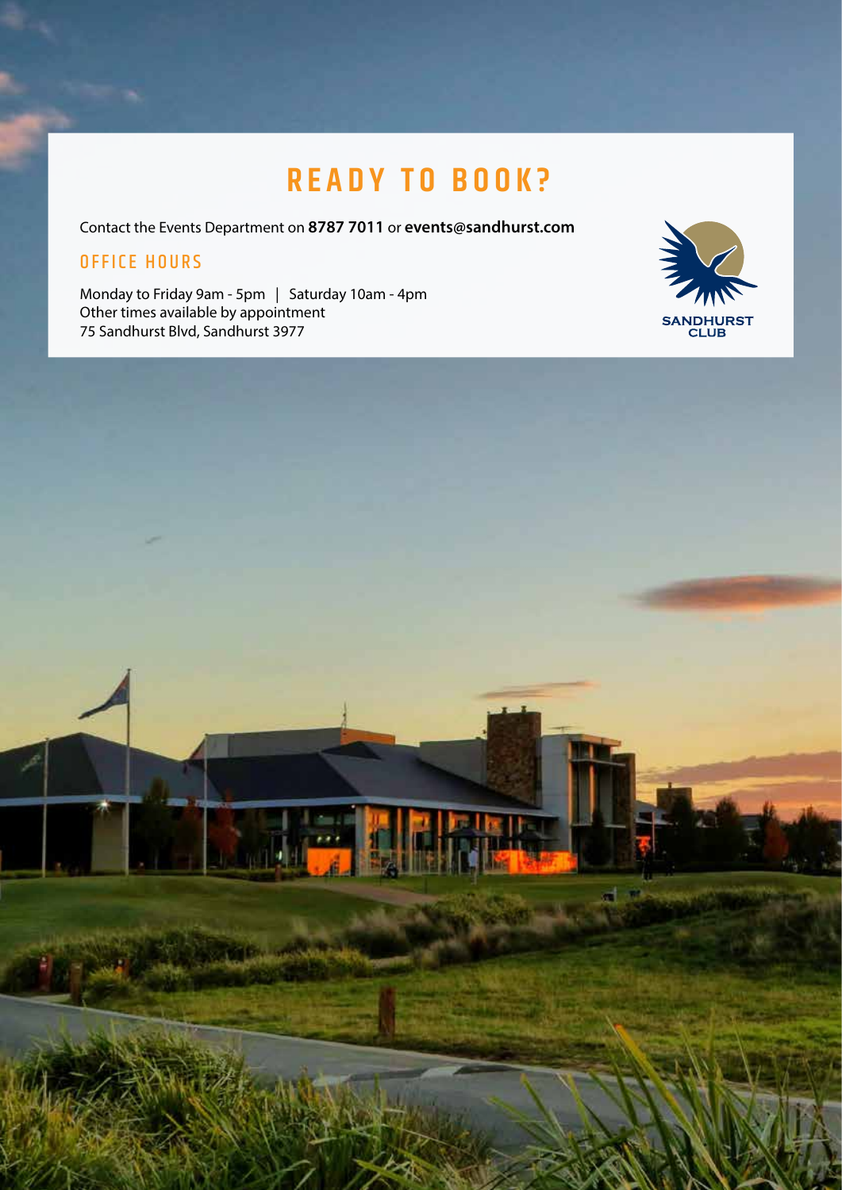# READY TO BOOK?

Contact the Events Department on **8787 7011** or **events@sandhurst.com**

## OFFICE HOURS

Monday to Friday 9am - 5pm | Saturday 10am - 4pm
Other times available by appointment
75 Sandhurst Blvd, Sandhurst 3977

SANDHURST CLUB